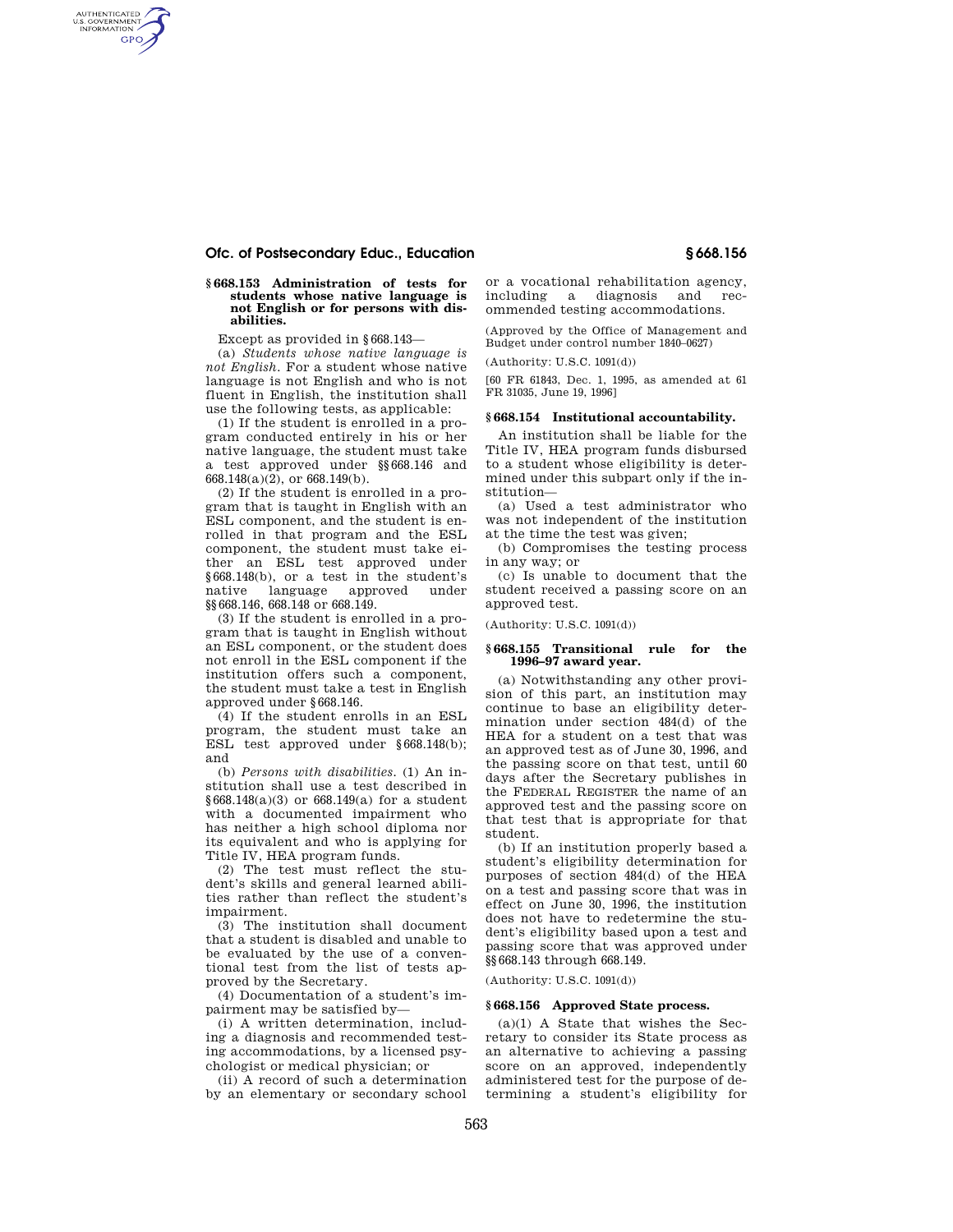### § 668.153 Administration of tests for students whose native language is not English or for persons with disabilities.

Except as provided in § 668.143—

(a) *Students whose native language is not English.* For a student whose native language is not English and who is not fluent in English, the institution shall use the following tests, as applicable:

(1) If the student is enrolled in a program conducted entirely in his or her native language, the student must take a test approved under §§ 668.146 and 668.148(a)(2), or 668.149(b).

(2) If the student is enrolled in a program that is taught in English with an ESL component, and the student is enrolled in that program and the ESL component, the student must take either an ESL test approved under § 668.148(b), or a test in the student's native language approved under §§ 668.146, 668.148 or 668.149.

(3) If the student is enrolled in a program that is taught in English without an ESL component, or the student does not enroll in the ESL component if the institution offers such a component, the student must take a test in English approved under § 668.146.

(4) If the student enrolls in an ESL program, the student must take an ESL test approved under § 668.148(b); and

(b) *Persons with disabilities.* (1) An institution shall use a test described in § 668.148(a)(3) or 668.149(a) for a student with a documented impairment who has neither a high school diploma nor its equivalent and who is applying for Title IV, HEA program funds.

(2) The test must reflect the student's skills and general learned abilities rather than reflect the student's impairment.

(3) The institution shall document that a student is disabled and unable to be evaluated by the use of a conventional test from the list of tests approved by the Secretary.

(4) Documentation of a student's impairment may be satisfied by—

(i) A written determination, including a diagnosis and recommended testing accommodations, by a licensed psychologist or medical physician; or

(ii) A record of such a determination by an elementary or secondary school or a vocational rehabilitation agency, including a diagnosis and recommended testing accommodations.

(Approved by the Office of Management and Budget under control number 1840–0627)

(Authority: U.S.C. 1091(d))

[60 FR 61843, Dec. 1, 1995, as amended at 61 FR 31035, June 19, 1996]

### § 668.154 Institutional accountability.

An institution shall be liable for the Title IV, HEA program funds disbursed to a student whose eligibility is determined under this subpart only if the institution—

(a) Used a test administrator who was not independent of the institution at the time the test was given;

(b) Compromises the testing process in any way; or

(c) Is unable to document that the student received a passing score on an approved test.

(Authority: U.S.C. 1091(d))

### § 668.155 Transitional rule for the 1996–97 award year.

(a) Notwithstanding any other provision of this part, an institution may continue to base an eligibility determination under section 484(d) of the HEA for a student on a test that was an approved test as of June 30, 1996, and the passing score on that test, until 60 days after the Secretary publishes in the FEDERAL REGISTER the name of an approved test and the passing score on that test that is appropriate for that student.

(b) If an institution properly based a student's eligibility determination for purposes of section 484(d) of the HEA on a test and passing score that was in effect on June 30, 1996, the institution does not have to redetermine the student's eligibility based upon a test and passing score that was approved under §§ 668.143 through 668.149.

(Authority: U.S.C. 1091(d))

### § 668.156 Approved State process.

(a)(1) A State that wishes the Secretary to consider its State process as an alternative to achieving a passing score on an approved, independently administered test for the purpose of determining a student's eligibility for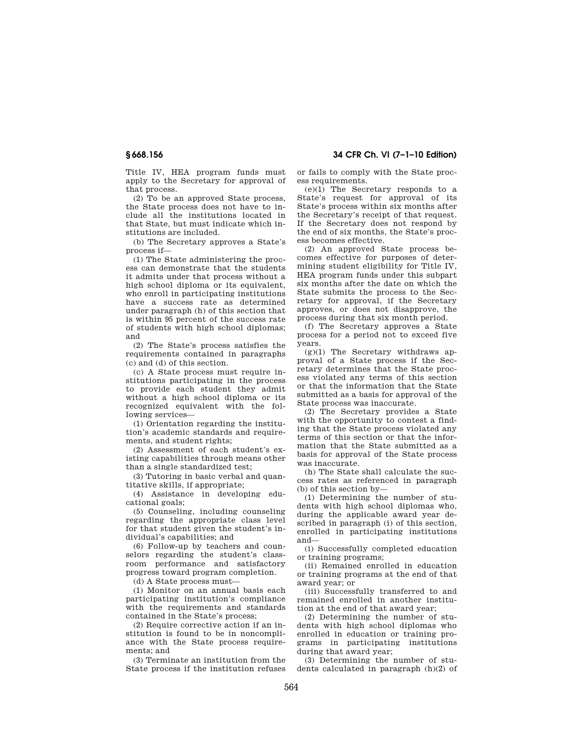Title IV, HEA program funds must apply to the Secretary for approval of that process.

(2) To be an approved State process, the State process does not have to include all the institutions located in that State, but must indicate which institutions are included.

(b) The Secretary approves a State's process if—

(1) The State administering the process can demonstrate that the students it admits under that process without a high school diploma or its equivalent, who enroll in participating institutions have a success rate as determined under paragraph (h) of this section that is within 95 percent of the success rate of students with high school diplomas; and

(2) The State's process satisfies the requirements contained in paragraphs (c) and (d) of this section.

(c) A State process must require institutions participating in the process to provide each student they admit without a high school diploma or its recognized equivalent with the following services—

(1) Orientation regarding the institution's academic standards and requirements, and student rights;

(2) Assessment of each student's existing capabilities through means other than a single standardized test;

(3) Tutoring in basic verbal and quantitative skills, if appropriate;

(4) Assistance in developing educational goals;

(5) Counseling, including counseling regarding the appropriate class level for that student given the student's individual's capabilities; and

(6) Follow-up by teachers and counselors regarding the student's classroom performance and satisfactory progress toward program completion.

(d) A State process must—

(1) Monitor on an annual basis each participating institution's compliance with the requirements and standards contained in the State's process;

(2) Require corrective action if an institution is found to be in noncompliance with the State process requirements; and

(3) Terminate an institution from the State process if the institution refuses or fails to comply with the State process requirements.

(e)(1) The Secretary responds to a State's request for approval of its State's process within six months after the Secretary's receipt of that request. If the Secretary does not respond by the end of six months, the State's process becomes effective.

(2) An approved State process becomes effective for purposes of determining student eligibility for Title IV, HEA program funds under this subpart six months after the date on which the State submits the process to the Secretary for approval, if the Secretary approves, or does not disapprove, the process during that six month period.

(f) The Secretary approves a State process for a period not to exceed five years.

(g)(1) The Secretary withdraws approval of a State process if the Secretary determines that the State process violated any terms of this section or that the information that the State submitted as a basis for approval of the State process was inaccurate.

(2) The Secretary provides a State with the opportunity to contest a finding that the State process violated any terms of this section or that the information that the State submitted as a basis for approval of the State process was inaccurate.

(h) The State shall calculate the success rates as referenced in paragraph (b) of this section by—

(1) Determining the number of students with high school diplomas who, during the applicable award year described in paragraph (i) of this section, enrolled in participating institutions and—

(i) Successfully completed education or training programs;

(ii) Remained enrolled in education or training programs at the end of that award year; or

(iii) Successfully transferred to and remained enrolled in another institution at the end of that award year;

(2) Determining the number of students with high school diplomas who enrolled in education or training programs in participating institutions during that award year;

(3) Determining the number of students calculated in paragraph (h)(2) of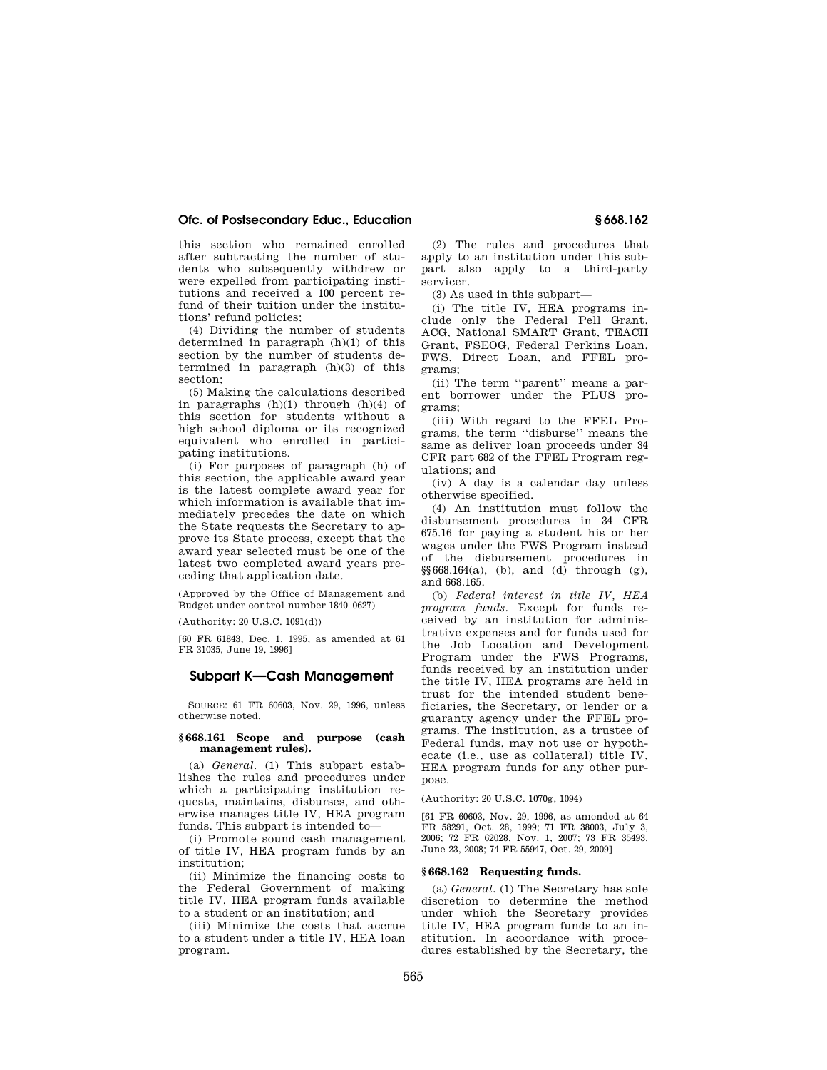this section who remained enrolled after subtracting the number of students who subsequently withdrew or were expelled from participating institutions and received a 100 percent refund of their tuition under the institutions' refund policies;

(4) Dividing the number of students determined in paragraph (h)(1) of this section by the number of students determined in paragraph (h)(3) of this section;

(5) Making the calculations described in paragraphs (h)(1) through (h)(4) of this section for students without a high school diploma or its recognized equivalent who enrolled in participating institutions.

(i) For purposes of paragraph (h) of this section, the applicable award year is the latest complete award year for which information is available that immediately precedes the date on which the State requests the Secretary to approve its State process, except that the award year selected must be one of the latest two completed award years preceding that application date.

(Approved by the Office of Management and Budget under control number 1840–0627)

(Authority: 20 U.S.C. 1091(d))

[60 FR 61843, Dec. 1, 1995, as amended at 61 FR 31035, June 19, 1996]

## Subpart K—Cash Management

SOURCE: 61 FR 60603, Nov. 29, 1996, unless otherwise noted.

### § 668.161 Scope and purpose (cash management rules).

(a) *General.* (1) This subpart establishes the rules and procedures under which a participating institution requests, maintains, disburses, and otherwise manages title IV, HEA program funds. This subpart is intended to—

(i) Promote sound cash management of title IV, HEA program funds by an institution;

(ii) Minimize the financing costs to the Federal Government of making title IV, HEA program funds available to a student or an institution; and

(iii) Minimize the costs that accrue to a student under a title IV, HEA loan program.

(2) The rules and procedures that apply to an institution under this subpart also apply to a third-party servicer.

(3) As used in this subpart—

(i) The title IV, HEA programs include only the Federal Pell Grant, ACG, National SMART Grant, TEACH Grant, FSEOG, Federal Perkins Loan, FWS, Direct Loan, and FFEL programs;

(ii) The term ''parent'' means a parent borrower under the PLUS programs;

(iii) With regard to the FFEL Programs, the term ''disburse'' means the same as deliver loan proceeds under 34 CFR part 682 of the FFEL Program regulations; and

(iv) A day is a calendar day unless otherwise specified.

(4) An institution must follow the disbursement procedures in 34 CFR 675.16 for paying a student his or her wages under the FWS Program instead of the disbursement procedures in §§ 668.164(a), (b), and (d) through (g), and 668.165.

(b) *Federal interest in title IV, HEA program funds.* Except for funds received by an institution for administrative expenses and for funds used for the Job Location and Development Program under the FWS Programs, funds received by an institution under the title IV, HEA programs are held in trust for the intended student beneficiaries, the Secretary, or lender or a guaranty agency under the FFEL programs. The institution, as a trustee of Federal funds, may not use or hypothecate (i.e., use as collateral) title IV, HEA program funds for any other purpose.

(Authority: 20 U.S.C. 1070g, 1094)

[61 FR 60603, Nov. 29, 1996, as amended at 64 FR 58291, Oct. 28, 1999; 71 FR 38003, July 3, 2006; 72 FR 62028, Nov. 1, 2007; 73 FR 35493, June 23, 2008; 74 FR 55947, Oct. 29, 2009]

### § 668.162 Requesting funds.

(a) *General.* (1) The Secretary has sole discretion to determine the method under which the Secretary provides title IV, HEA program funds to an institution. In accordance with procedures established by the Secretary, the